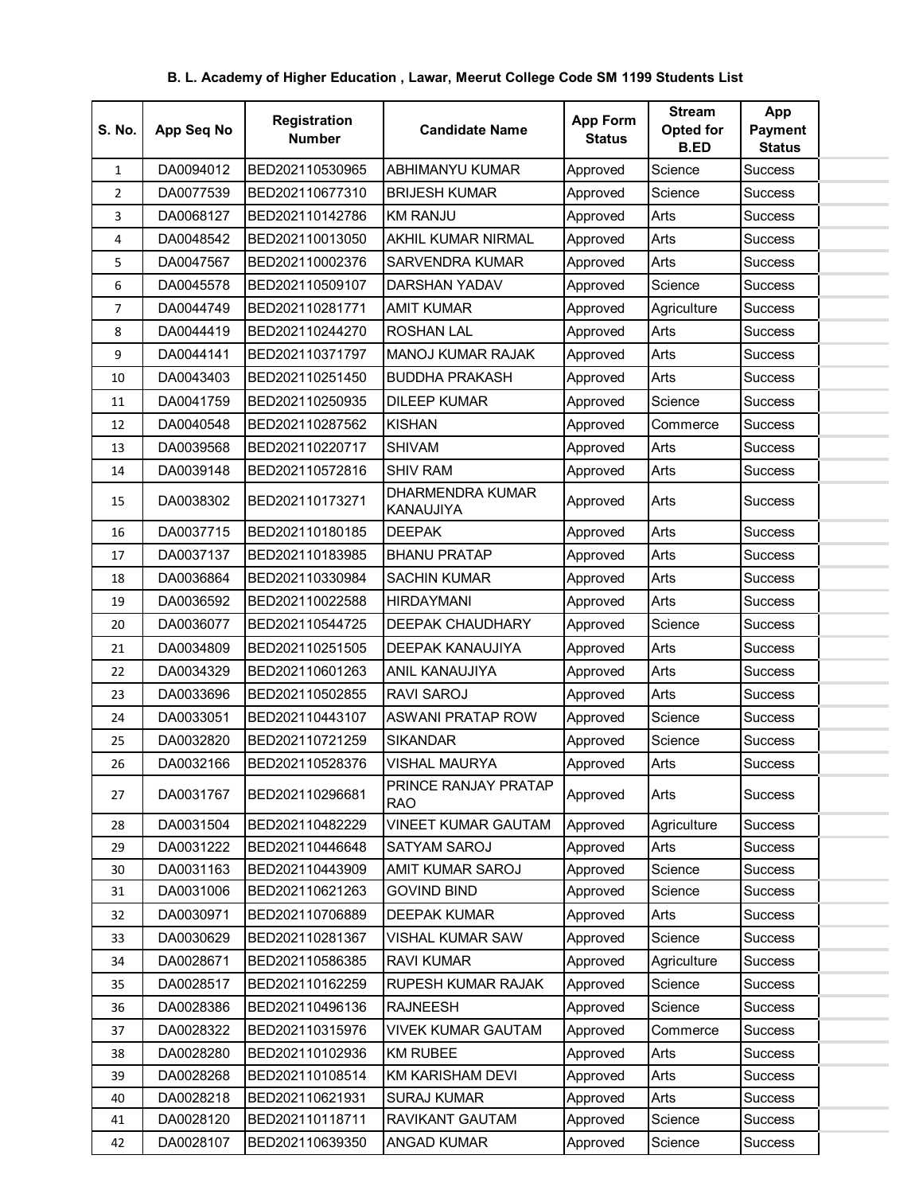**B. L. Academy of Higher Education , Lawar, Meerut College Code SM 1199 Students List**

| S. No. | App Seq No | Registration Number | Candidate Name | App Form Status | Stream Opted for B.ED | App Payment Status |
|---|---|---|---|---|---|---|
| 1 | DA0094012 | BED202110530965 | ABHIMANYU KUMAR | Approved | Science | Success |
| 2 | DA0077539 | BED202110677310 | BRIJESH KUMAR | Approved | Science | Success |
| 3 | DA0068127 | BED202110142786 | KM RANJU | Approved | Arts | Success |
| 4 | DA0048542 | BED202110013050 | AKHIL KUMAR NIRMAL | Approved | Arts | Success |
| 5 | DA0047567 | BED202110002376 | SARVENDRA KUMAR | Approved | Arts | Success |
| 6 | DA0045578 | BED202110509107 | DARSHAN YADAV | Approved | Science | Success |
| 7 | DA0044749 | BED202110281771 | AMIT KUMAR | Approved | Agriculture | Success |
| 8 | DA0044419 | BED202110244270 | ROSHAN LAL | Approved | Arts | Success |
| 9 | DA0044141 | BED202110371797 | MANOJ KUMAR RAJAK | Approved | Arts | Success |
| 10 | DA0043403 | BED202110251450 | BUDDHA PRAKASH | Approved | Arts | Success |
| 11 | DA0041759 | BED202110250935 | DILEEP KUMAR | Approved | Science | Success |
| 12 | DA0040548 | BED202110287562 | KISHAN | Approved | Commerce | Success |
| 13 | DA0039568 | BED202110220717 | SHIVAM | Approved | Arts | Success |
| 14 | DA0039148 | BED202110572816 | SHIV RAM | Approved | Arts | Success |
| 15 | DA0038302 | BED202110173271 | DHARMENDRA KUMAR KANAUJIYA | Approved | Arts | Success |
| 16 | DA0037715 | BED202110180185 | DEEPAK | Approved | Arts | Success |
| 17 | DA0037137 | BED202110183985 | BHANU PRATAP | Approved | Arts | Success |
| 18 | DA0036864 | BED202110330984 | SACHIN KUMAR | Approved | Arts | Success |
| 19 | DA0036592 | BED202110022588 | HIRDAYMANI | Approved | Arts | Success |
| 20 | DA0036077 | BED202110544725 | DEEPAK CHAUDHARY | Approved | Science | Success |
| 21 | DA0034809 | BED202110251505 | DEEPAK KANAUJIYA | Approved | Arts | Success |
| 22 | DA0034329 | BED202110601263 | ANIL KANAUJIYA | Approved | Arts | Success |
| 23 | DA0033696 | BED202110502855 | RAVI SAROJ | Approved | Arts | Success |
| 24 | DA0033051 | BED202110443107 | ASWANI PRATAP ROW | Approved | Science | Success |
| 25 | DA0032820 | BED202110721259 | SIKANDAR | Approved | Science | Success |
| 26 | DA0032166 | BED202110528376 | VISHAL MAURYA | Approved | Arts | Success |
| 27 | DA0031767 | BED202110296681 | PRINCE RANJAY PRATAP RAO | Approved | Arts | Success |
| 28 | DA0031504 | BED202110482229 | VINEET KUMAR GAUTAM | Approved | Agriculture | Success |
| 29 | DA0031222 | BED202110446648 | SATYAM SAROJ | Approved | Arts | Success |
| 30 | DA0031163 | BED202110443909 | AMIT KUMAR SAROJ | Approved | Science | Success |
| 31 | DA0031006 | BED202110621263 | GOVIND BIND | Approved | Science | Success |
| 32 | DA0030971 | BED202110706889 | DEEPAK KUMAR | Approved | Arts | Success |
| 33 | DA0030629 | BED202110281367 | VISHAL KUMAR SAW | Approved | Science | Success |
| 34 | DA0028671 | BED202110586385 | RAVI KUMAR | Approved | Agriculture | Success |
| 35 | DA0028517 | BED202110162259 | RUPESH KUMAR RAJAK | Approved | Science | Success |
| 36 | DA0028386 | BED202110496136 | RAJNEESH | Approved | Science | Success |
| 37 | DA0028322 | BED202110315976 | VIVEK KUMAR GAUTAM | Approved | Commerce | Success |
| 38 | DA0028280 | BED202110102936 | KM RUBEE | Approved | Arts | Success |
| 39 | DA0028268 | BED202110108514 | KM KARISHAM DEVI | Approved | Arts | Success |
| 40 | DA0028218 | BED202110621931 | SURAJ KUMAR | Approved | Arts | Success |
| 41 | DA0028120 | BED202110118711 | RAVIKANT GAUTAM | Approved | Science | Success |
| 42 | DA0028107 | BED202110639350 | ANGAD KUMAR | Approved | Science | Success |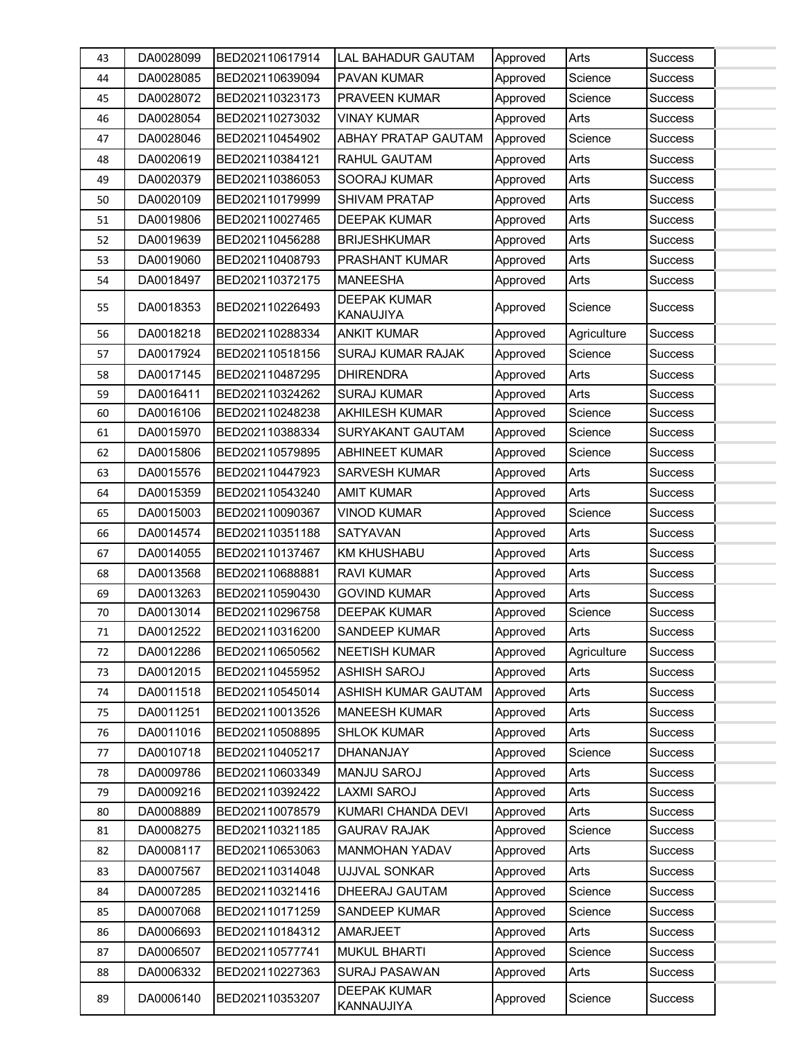| | | | | | | |
|---|---|---|---|---|---|---|
| 43 | DA0028099 | BED202110617914 | LAL BAHADUR GAUTAM | Approved | Arts | Success |
| 44 | DA0028085 | BED202110639094 | PAVAN KUMAR | Approved | Science | Success |
| 45 | DA0028072 | BED202110323173 | PRAVEEN KUMAR | Approved | Science | Success |
| 46 | DA0028054 | BED202110273032 | VINAY KUMAR | Approved | Arts | Success |
| 47 | DA0028046 | BED202110454902 | ABHAY PRATAP GAUTAM | Approved | Science | Success |
| 48 | DA0020619 | BED202110384121 | RAHUL GAUTAM | Approved | Arts | Success |
| 49 | DA0020379 | BED202110386053 | SOORAJ KUMAR | Approved | Arts | Success |
| 50 | DA0020109 | BED202110179999 | SHIVAM PRATAP | Approved | Arts | Success |
| 51 | DA0019806 | BED202110027465 | DEEPAK KUMAR | Approved | Arts | Success |
| 52 | DA0019639 | BED202110456288 | BRIJESHKUMAR | Approved | Arts | Success |
| 53 | DA0019060 | BED202110408793 | PRASHANT KUMAR | Approved | Arts | Success |
| 54 | DA0018497 | BED202110372175 | MANEESHA | Approved | Arts | Success |
| 55 | DA0018353 | BED202110226493 | DEEPAK KUMAR KANAUJIYA | Approved | Science | Success |
| 56 | DA0018218 | BED202110288334 | ANKIT KUMAR | Approved | Agriculture | Success |
| 57 | DA0017924 | BED202110518156 | SURAJ KUMAR RAJAK | Approved | Science | Success |
| 58 | DA0017145 | BED202110487295 | DHIRENDRA | Approved | Arts | Success |
| 59 | DA0016411 | BED202110324262 | SURAJ KUMAR | Approved | Arts | Success |
| 60 | DA0016106 | BED202110248238 | AKHILESH KUMAR | Approved | Science | Success |
| 61 | DA0015970 | BED202110388334 | SURYAKANT GAUTAM | Approved | Science | Success |
| 62 | DA0015806 | BED202110579895 | ABHINEET KUMAR | Approved | Science | Success |
| 63 | DA0015576 | BED202110447923 | SARVESH KUMAR | Approved | Arts | Success |
| 64 | DA0015359 | BED202110543240 | AMIT KUMAR | Approved | Arts | Success |
| 65 | DA0015003 | BED202110090367 | VINOD KUMAR | Approved | Science | Success |
| 66 | DA0014574 | BED202110351188 | SATYAVAN | Approved | Arts | Success |
| 67 | DA0014055 | BED202110137467 | KM KHUSHABU | Approved | Arts | Success |
| 68 | DA0013568 | BED202110688881 | RAVI KUMAR | Approved | Arts | Success |
| 69 | DA0013263 | BED202110590430 | GOVIND KUMAR | Approved | Arts | Success |
| 70 | DA0013014 | BED202110296758 | DEEPAK KUMAR | Approved | Science | Success |
| 71 | DA0012522 | BED202110316200 | SANDEEP KUMAR | Approved | Arts | Success |
| 72 | DA0012286 | BED202110650562 | NEETISH KUMAR | Approved | Agriculture | Success |
| 73 | DA0012015 | BED202110455952 | ASHISH SAROJ | Approved | Arts | Success |
| 74 | DA0011518 | BED202110545014 | ASHISH KUMAR GAUTAM | Approved | Arts | Success |
| 75 | DA0011251 | BED202110013526 | MANEESH KUMAR | Approved | Arts | Success |
| 76 | DA0011016 | BED202110508895 | SHLOK KUMAR | Approved | Arts | Success |
| 77 | DA0010718 | BED202110405217 | DHANANJAY | Approved | Science | Success |
| 78 | DA0009786 | BED202110603349 | MANJU SAROJ | Approved | Arts | Success |
| 79 | DA0009216 | BED202110392422 | LAXMI SAROJ | Approved | Arts | Success |
| 80 | DA0008889 | BED202110078579 | KUMARI CHANDA DEVI | Approved | Arts | Success |
| 81 | DA0008275 | BED202110321185 | GAURAV RAJAK | Approved | Science | Success |
| 82 | DA0008117 | BED202110653063 | MANMOHAN YADAV | Approved | Arts | Success |
| 83 | DA0007567 | BED202110314048 | UJJVAL SONKAR | Approved | Arts | Success |
| 84 | DA0007285 | BED202110321416 | DHEERAJ GAUTAM | Approved | Science | Success |
| 85 | DA0007068 | BED202110171259 | SANDEEP KUMAR | Approved | Science | Success |
| 86 | DA0006693 | BED202110184312 | AMARJEET | Approved | Arts | Success |
| 87 | DA0006507 | BED202110577741 | MUKUL BHARTI | Approved | Science | Success |
| 88 | DA0006332 | BED202110227363 | SURAJ PASAWAN | Approved | Arts | Success |
| 89 | DA0006140 | BED202110353207 | DEEPAK KUMAR KANNAUJIYA | Approved | Science | Success |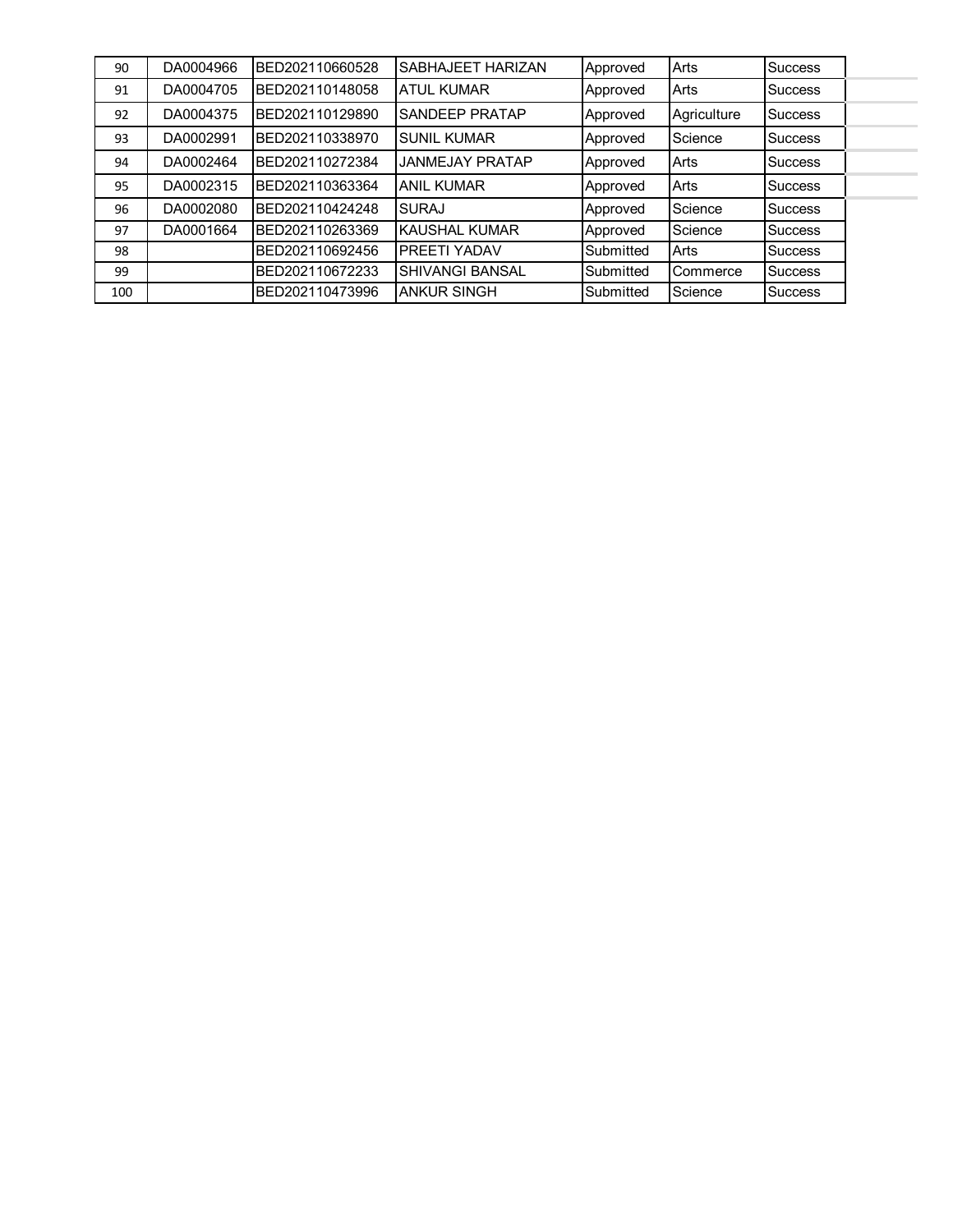| | | | | | | |
|---|---|---|---|---|---|---|
| 90 | DA0004966 | BED202110660528 | SABHAJEET HARIZAN | Approved | Arts | Success |
| 91 | DA0004705 | BED202110148058 | ATUL KUMAR | Approved | Arts | Success |
| 92 | DA0004375 | BED202110129890 | SANDEEP PRATAP | Approved | Agriculture | Success |
| 93 | DA0002991 | BED202110338970 | SUNIL KUMAR | Approved | Science | Success |
| 94 | DA0002464 | BED202110272384 | JANMEJAY PRATAP | Approved | Arts | Success |
| 95 | DA0002315 | BED202110363364 | ANIL KUMAR | Approved | Arts | Success |
| 96 | DA0002080 | BED202110424248 | SURAJ | Approved | Science | Success |
| 97 | DA0001664 | BED202110263369 | KAUSHAL KUMAR | Approved | Science | Success |
| 98 | | BED202110692456 | PREETI YADAV | Submitted | Arts | Success |
| 99 | | BED202110672233 | SHIVANGI BANSAL | Submitted | Commerce | Success |
| 100 | | BED202110473996 | ANKUR SINGH | Submitted | Science | Success |